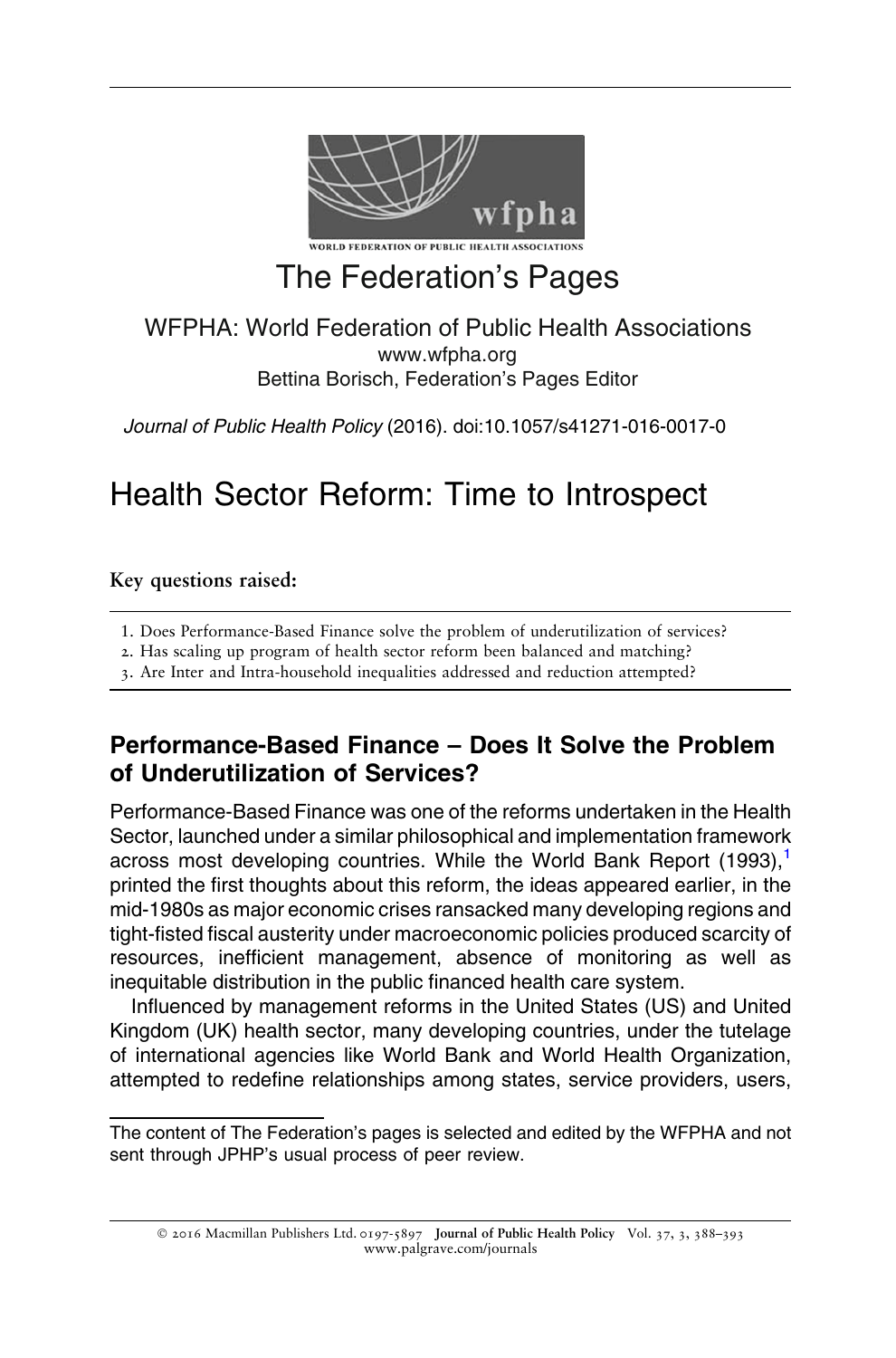# The Federation's Pages

WFPHA: World Federation of Public Health Associations
www.wfpha.org
Bettina Borisch, Federation's Pages Editor

*Journal of Public Health Policy* (2016). doi:10.1057/s41271-016-0017-0

# Health Sector Reform: Time to Introspect

**Key questions raised:**

1. Does Performance-Based Finance solve the problem of underutilization of services?
2. Has scaling up program of health sector reform been balanced and matching?
3. Are Inter and Intra-household inequalities addressed and reduction attempted?

## Performance-Based Finance – Does It Solve the Problem of Underutilization of Services?

Performance-Based Finance was one of the reforms undertaken in the Health Sector, launched under a similar philosophical and implementation framework across most developing countries. While the World Bank Report (1993),[1] printed the first thoughts about this reform, the ideas appeared earlier, in the mid-1980s as major economic crises ransacked many developing regions and tight-fisted fiscal austerity under macroeconomic policies produced scarcity of resources, inefficient management, absence of monitoring as well as inequitable distribution in the public financed health care system.

Influenced by management reforms in the United States (US) and United Kingdom (UK) health sector, many developing countries, under the tutelage of international agencies like World Bank and World Health Organization, attempted to redefine relationships among states, service providers, users,

The content of The Federation's pages is selected and edited by the WFPHA and not sent through JPHP's usual process of peer review.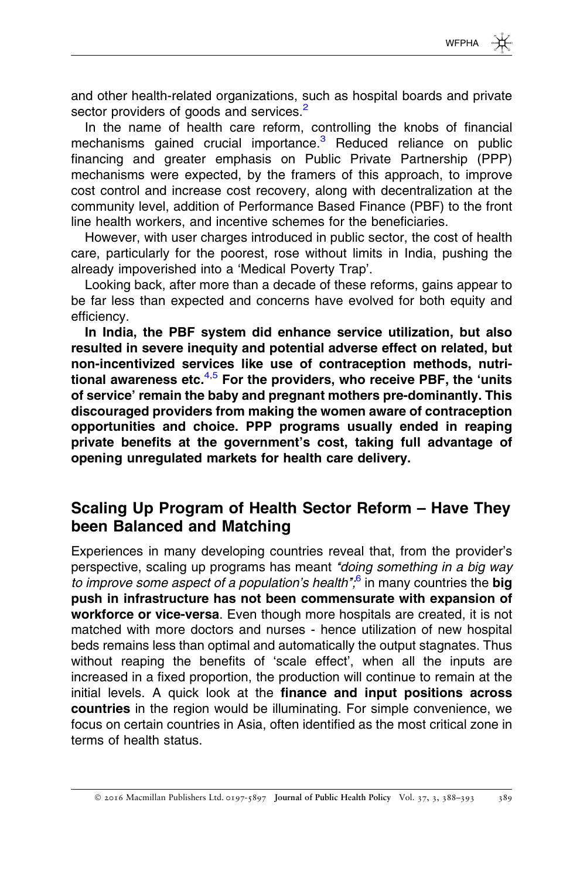and other health-related organizations, such as hospital boards and private sector providers of goods and services.[2]

In the name of health care reform, controlling the knobs of financial mechanisms gained crucial importance.[3] Reduced reliance on public financing and greater emphasis on Public Private Partnership (PPP) mechanisms were expected, by the framers of this approach, to improve cost control and increase cost recovery, along with decentralization at the community level, addition of Performance Based Finance (PBF) to the front line health workers, and incentive schemes for the beneficiaries.

However, with user charges introduced in public sector, the cost of health care, particularly for the poorest, rose without limits in India, pushing the already impoverished into a 'Medical Poverty Trap'.

Looking back, after more than a decade of these reforms, gains appear to be far less than expected and concerns have evolved for both equity and efficiency.

**In India, the PBF system did enhance service utilization, but also resulted in severe inequity and potential adverse effect on related, but non-incentivized services like use of contraception methods, nutritional awareness etc.[4,5] For the providers, who receive PBF, the 'units of service' remain the baby and pregnant mothers pre-dominantly. This discouraged providers from making the women aware of contraception opportunities and choice. PPP programs usually ended in reaping private benefits at the government's cost, taking full advantage of opening unregulated markets for health care delivery.**

## Scaling Up Program of Health Sector Reform – Have They been Balanced and Matching

Experiences in many developing countries reveal that, from the provider's perspective, scaling up programs has meant *"doing something in a big way to improve some aspect of a population's health"*;[6] in many countries the **big push in infrastructure has not been commensurate with expansion of workforce or vice-versa**. Even though more hospitals are created, it is not matched with more doctors and nurses - hence utilization of new hospital beds remains less than optimal and automatically the output stagnates. Thus without reaping the benefits of 'scale effect', when all the inputs are increased in a fixed proportion, the production will continue to remain at the initial levels. A quick look at the **finance and input positions across countries** in the region would be illuminating. For simple convenience, we focus on certain countries in Asia, often identified as the most critical zone in terms of health status.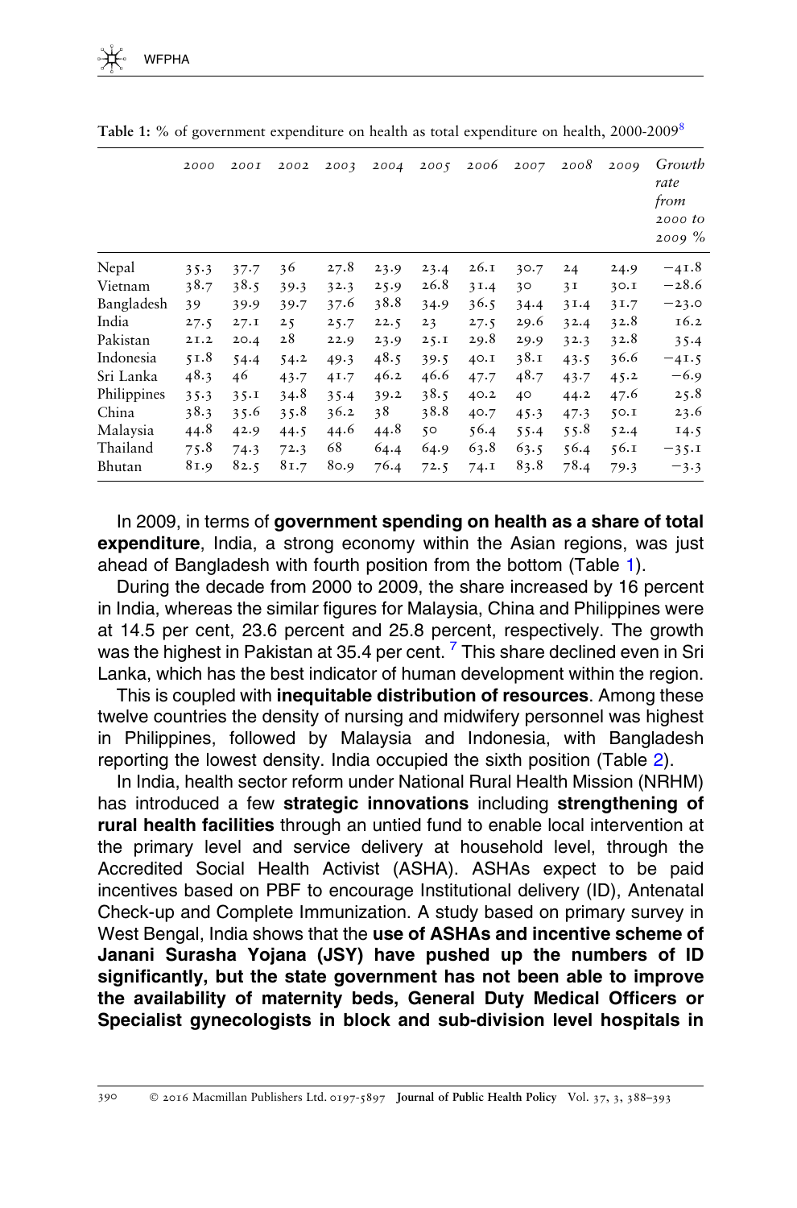Table 1: % of government expenditure on health as total expenditure on health, 2000-2009[8]

| | 2000 | 2001 | 2002 | 2003 | 2004 | 2005 | 2006 | 2007 | 2008 | 2009 | Growth rate from 2000 to 2009 % |
|---|---|---|---|---|---|---|---|---|---|---|---|
| Nepal | 35.3 | 37.7 | 36 | 27.8 | 23.9 | 23.4 | 26.1 | 30.7 | 24 | 24.9 | −41.8 |
| Vietnam | 38.7 | 38.5 | 39.3 | 32.3 | 25.9 | 26.8 | 31.4 | 30 | 31 | 30.1 | −28.6 |
| Bangladesh | 39 | 39.9 | 39.7 | 37.6 | 38.8 | 34.9 | 36.5 | 34.4 | 31.4 | 31.7 | −23.0 |
| India | 27.5 | 27.1 | 25 | 25.7 | 22.5 | 23 | 27.5 | 29.6 | 32.4 | 32.8 | 16.2 |
| Pakistan | 21.2 | 20.4 | 28 | 22.9 | 23.9 | 25.1 | 29.8 | 29.9 | 32.3 | 32.8 | 35.4 |
| Indonesia | 51.8 | 54.4 | 54.2 | 49.3 | 48.5 | 39.5 | 40.1 | 38.1 | 43.5 | 36.6 | −41.5 |
| Sri Lanka | 48.3 | 46 | 43.7 | 41.7 | 46.2 | 46.6 | 47.7 | 48.7 | 43.7 | 45.2 | −6.9 |
| Philippines | 35.3 | 35.1 | 34.8 | 35.4 | 39.2 | 38.5 | 40.2 | 40 | 44.2 | 47.6 | 25.8 |
| China | 38.3 | 35.6 | 35.8 | 36.2 | 38 | 38.8 | 40.7 | 45.3 | 47.3 | 50.1 | 23.6 |
| Malaysia | 44.8 | 42.9 | 44.5 | 44.6 | 44.8 | 50 | 56.4 | 55.4 | 55.8 | 52.4 | 14.5 |
| Thailand | 75.8 | 74.3 | 72.3 | 68 | 64.4 | 64.9 | 63.8 | 63.5 | 56.4 | 56.1 | −35.1 |
| Bhutan | 81.9 | 82.5 | 81.7 | 80.9 | 76.4 | 72.5 | 74.1 | 83.8 | 78.4 | 79.3 | −3.3 |

In 2009, in terms of **government spending on health as a share of total expenditure**, India, a strong economy within the Asian regions, was just ahead of Bangladesh with fourth position from the bottom (Table 1).

During the decade from 2000 to 2009, the share increased by 16 percent in India, whereas the similar figures for Malaysia, China and Philippines were at 14.5 per cent, 23.6 percent and 25.8 percent, respectively. The growth was the highest in Pakistan at 35.4 per cent. [7] This share declined even in Sri Lanka, which has the best indicator of human development within the region.

This is coupled with **inequitable distribution of resources**. Among these twelve countries the density of nursing and midwifery personnel was highest in Philippines, followed by Malaysia and Indonesia, with Bangladesh reporting the lowest density. India occupied the sixth position (Table 2).

In India, health sector reform under National Rural Health Mission (NRHM) has introduced a few **strategic innovations** including **strengthening of rural health facilities** through an untied fund to enable local intervention at the primary level and service delivery at household level, through the Accredited Social Health Activist (ASHA). ASHAs expect to be paid incentives based on PBF to encourage Institutional delivery (ID), Antenatal Check-up and Complete Immunization. A study based on primary survey in West Bengal, India shows that the **use of ASHAs and incentive scheme of Janani Surasha Yojana (JSY) have pushed up the numbers of ID significantly, but the state government has not been able to improve the availability of maternity beds, General Duty Medical Officers or Specialist gynecologists in block and sub-division level hospitals in**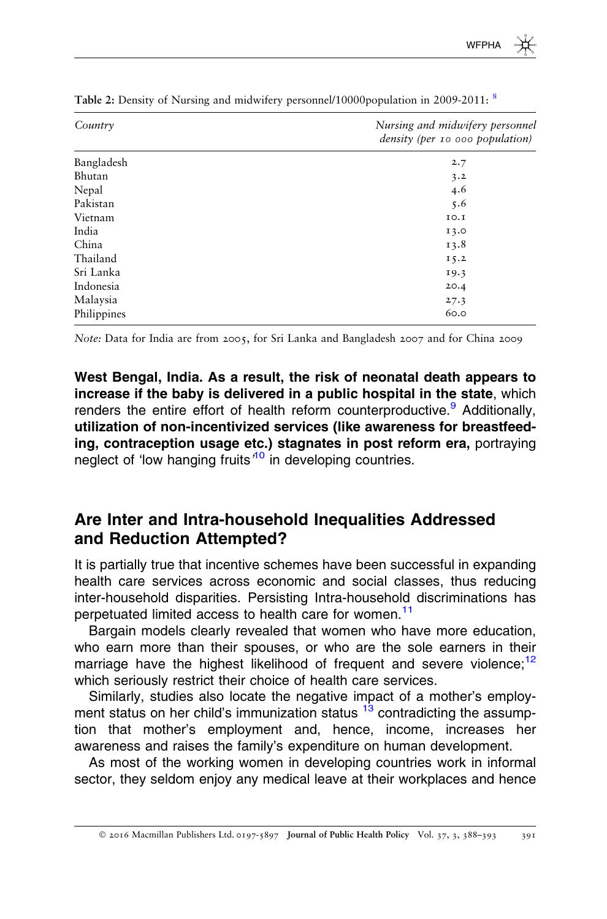**Table 2:** Density of Nursing and midwifery personnel/10000population in 2009-2011: [8]

| Country | *Nursing and midwifery personnel density (per 10 000 population)* |
|---|---|
| Bangladesh | 2.7 |
| Bhutan | 3.2 |
| Nepal | 4.6 |
| Pakistan | 5.6 |
| Vietnam | 10.1 |
| India | 13.0 |
| China | 13.8 |
| Thailand | 15.2 |
| Sri Lanka | 19.3 |
| Indonesia | 20.4 |
| Malaysia | 27.3 |
| Philippines | 60.0 |

*Note:* Data for India are from 2005, for Sri Lanka and Bangladesh 2007 and for China 2009

**West Bengal, India. As a result, the risk of neonatal death appears to increase if the baby is delivered in a public hospital in the state**, which renders the entire effort of health reform counterproductive.[9] Additionally, **utilization of non-incentivized services (like awareness for breastfeeding, contraception usage etc.) stagnates in post reform era,** portraying neglect of 'low hanging fruits'[10] in developing countries.

## Are Inter and Intra-household Inequalities Addressed and Reduction Attempted?

It is partially true that incentive schemes have been successful in expanding health care services across economic and social classes, thus reducing inter-household disparities. Persisting Intra-household discriminations has perpetuated limited access to health care for women.[11]

Bargain models clearly revealed that women who have more education, who earn more than their spouses, or who are the sole earners in their marriage have the highest likelihood of frequent and severe violence;[12] which seriously restrict their choice of health care services.

Similarly, studies also locate the negative impact of a mother's employment status on her child's immunization status [13] contradicting the assumption that mother's employment and, hence, income, increases her awareness and raises the family's expenditure on human development.

As most of the working women in developing countries work in informal sector, they seldom enjoy any medical leave at their workplaces and hence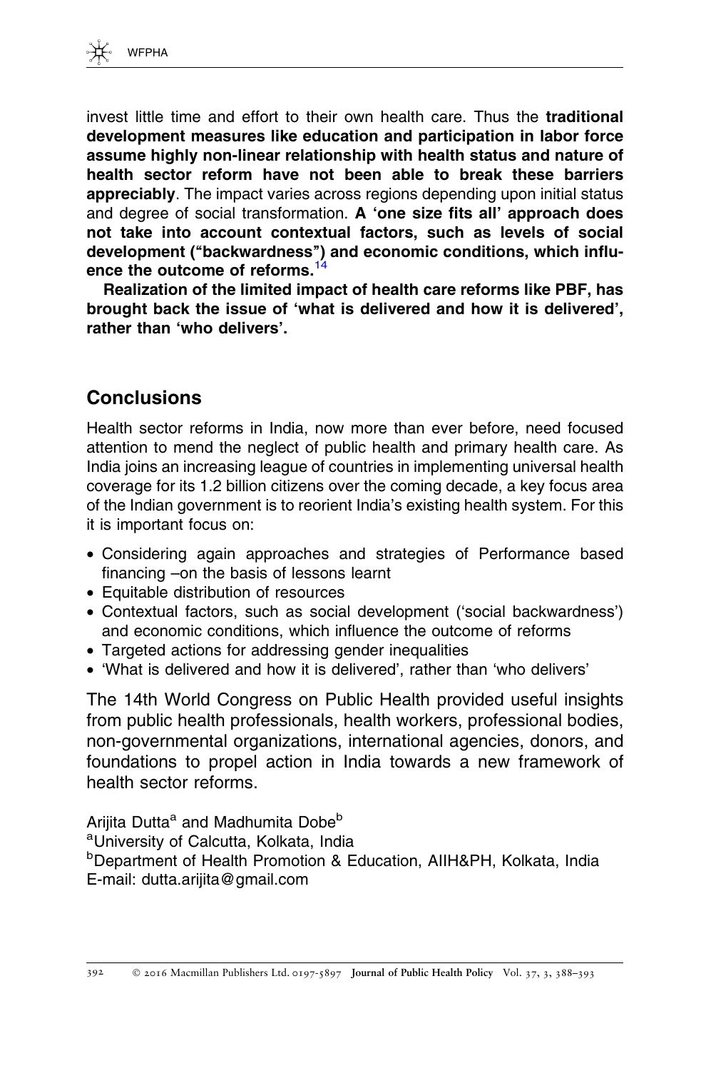invest little time and effort to their own health care. Thus the **traditional development measures like education and participation in labor force assume highly non-linear relationship with health status and nature of health sector reform have not been able to break these barriers appreciably**. The impact varies across regions depending upon initial status and degree of social transformation. **A 'one size fits all' approach does not take into account contextual factors, such as levels of social development ("backwardness") and economic conditions, which influence the outcome of reforms.**[14]

**Realization of the limited impact of health care reforms like PBF, has brought back the issue of 'what is delivered and how it is delivered', rather than 'who delivers'.**

## Conclusions

Health sector reforms in India, now more than ever before, need focused attention to mend the neglect of public health and primary health care. As India joins an increasing league of countries in implementing universal health coverage for its 1.2 billion citizens over the coming decade, a key focus area of the Indian government is to reorient India's existing health system. For this it is important focus on:

- Considering again approaches and strategies of Performance based financing –on the basis of lessons learnt
- Equitable distribution of resources
- Contextual factors, such as social development ('social backwardness') and economic conditions, which influence the outcome of reforms
- Targeted actions for addressing gender inequalities
- 'What is delivered and how it is delivered', rather than 'who delivers'

The 14th World Congress on Public Health provided useful insights from public health professionals, health workers, professional bodies, non-governmental organizations, international agencies, donors, and foundations to propel action in India towards a new framework of health sector reforms.

Arijita Dutta[a] and Madhumita Dobe[b]
[a]University of Calcutta, Kolkata, India
[b]Department of Health Promotion & Education, AIIH&PH, Kolkata, India
E-mail: dutta.arijita@gmail.com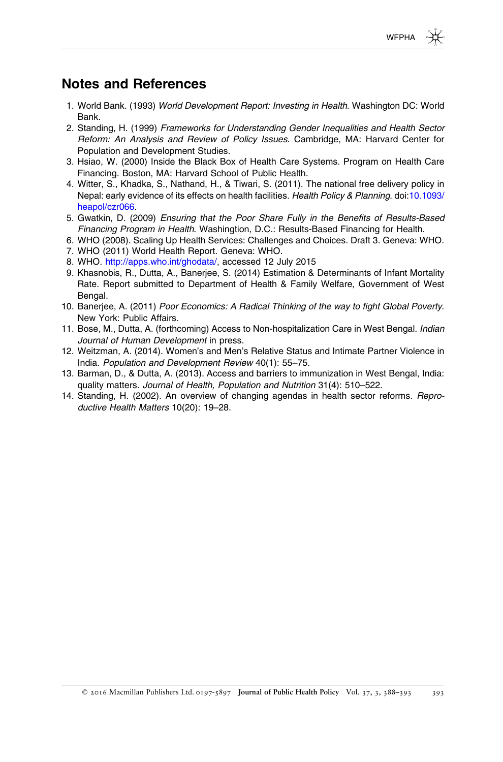## Notes and References

1. World Bank. (1993) *World Development Report: Investing in Health*. Washington DC: World Bank.
2. Standing, H. (1999) *Frameworks for Understanding Gender Inequalities and Health Sector Reform: An Analysis and Review of Policy Issues*. Cambridge, MA: Harvard Center for Population and Development Studies.
3. Hsiao, W. (2000) Inside the Black Box of Health Care Systems. Program on Health Care Financing. Boston, MA: Harvard School of Public Health.
4. Witter, S., Khadka, S., Nathand, H., & Tiwari, S. (2011). The national free delivery policy in Nepal: early evidence of its effects on health facilities. *Health Policy & Planning*. doi:10.1093/heapol/czr066.
5. Gwatkin, D. (2009) *Ensuring that the Poor Share Fully in the Benefits of Results-Based Financing Program in Health*. Washington, D.C.: Results-Based Financing for Health.
6. WHO (2008). Scaling Up Health Services: Challenges and Choices. Draft 3. Geneva: WHO.
7. WHO (2011) World Health Report. Geneva: WHO.
8. WHO. http://apps.who.int/ghodata/, accessed 12 July 2015
9. Khasnobis, R., Dutta, A., Banerjee, S. (2014) Estimation & Determinants of Infant Mortality Rate. Report submitted to Department of Health & Family Welfare, Government of West Bengal.
10. Banerjee, A. (2011) *Poor Economics: A Radical Thinking of the way to fight Global Poverty*. New York: Public Affairs.
11. Bose, M., Dutta, A. (forthcoming) Access to Non-hospitalization Care in West Bengal. *Indian Journal of Human Development* in press.
12. Weitzman, A. (2014). Women's and Men's Relative Status and Intimate Partner Violence in India. *Population and Development Review* 40(1): 55–75.
13. Barman, D., & Dutta, A. (2013). Access and barriers to immunization in West Bengal, India: quality matters. *Journal of Health, Population and Nutrition* 31(4): 510–522.
14. Standing, H. (2002). An overview of changing agendas in health sector reforms. *Reproductive Health Matters* 10(20): 19–28.